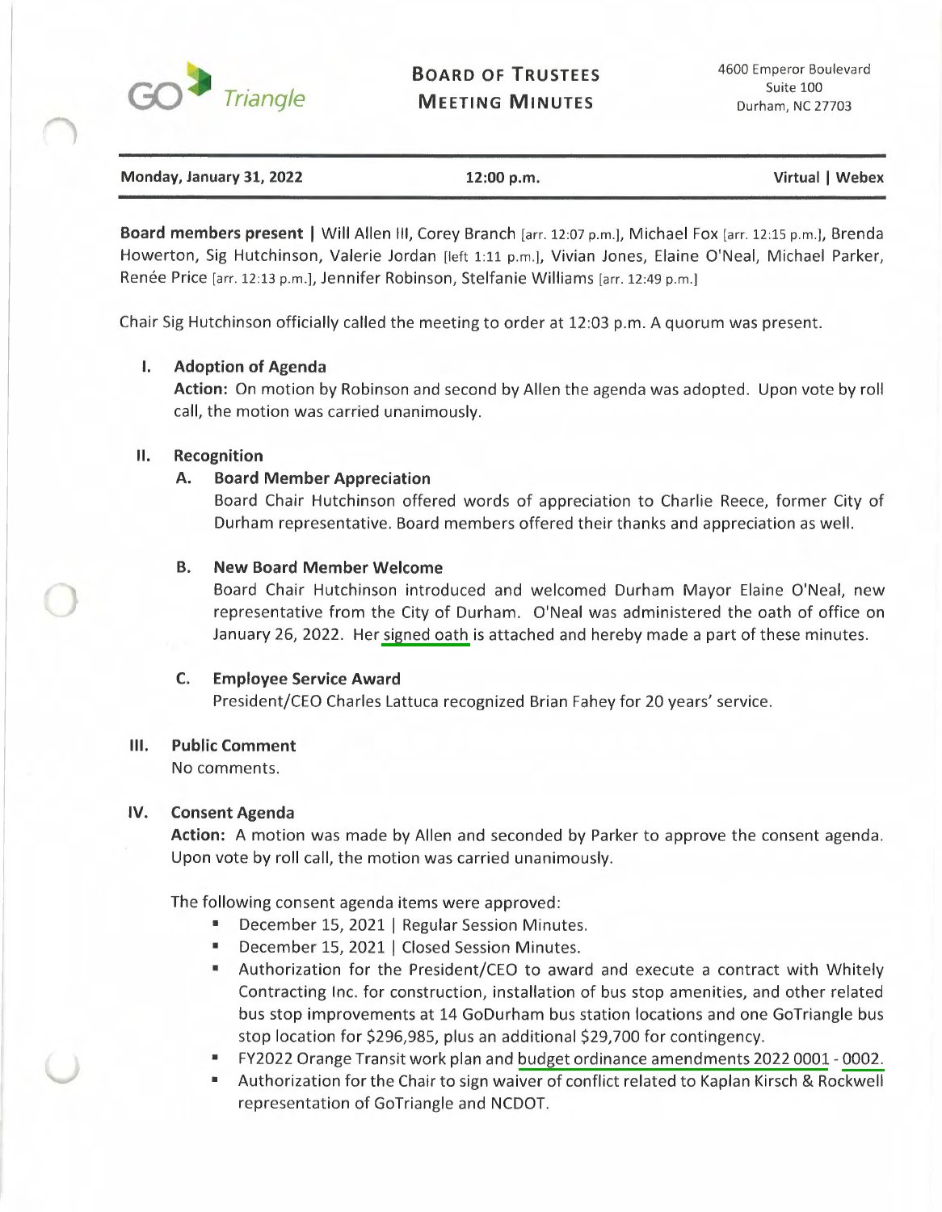GO Triangle

# Board of Trustees Meeting Minutes

4600 Emperor Boulevard
Suite 100
Durham, NC 27703

**Monday, January 31, 2022** | **12:00 p.m.** | **Virtual | Webex**

**Board members present |** Will Allen III, Corey Branch [arr. 12:07 p.m.], Michael Fox [arr. 12:15 p.m.], Brenda Howerton, Sig Hutchinson, Valerie Jordan [left 1:11 p.m.], Vivian Jones, Elaine O'Neal, Michael Parker, Renée Price [arr. 12:13 p.m.], Jennifer Robinson, Stelfanie Williams [arr. 12:49 p.m.]

Chair Sig Hutchinson officially called the meeting to order at 12:03 p.m. A quorum was present.

## I. Adoption of Agenda

**Action:** On motion by Robinson and second by Allen the agenda was adopted. Upon vote by roll call, the motion was carried unanimously.

## II. Recognition

### A. Board Member Appreciation

Board Chair Hutchinson offered words of appreciation to Charlie Reece, former City of Durham representative. Board members offered their thanks and appreciation as well.

### B. New Board Member Welcome

Board Chair Hutchinson introduced and welcomed Durham Mayor Elaine O'Neal, new representative from the City of Durham. O'Neal was administered the oath of office on January 26, 2022. Her signed oath is attached and hereby made a part of these minutes.

### C. Employee Service Award

President/CEO Charles Lattuca recognized Brian Fahey for 20 years' service.

## III. Public Comment

No comments.

## IV. Consent Agenda

**Action:** A motion was made by Allen and seconded by Parker to approve the consent agenda. Upon vote by roll call, the motion was carried unanimously.

The following consent agenda items were approved:

- December 15, 2021 | Regular Session Minutes.
- December 15, 2021 | Closed Session Minutes.
- Authorization for the President/CEO to award and execute a contract with Whitely Contracting Inc. for construction, installation of bus stop amenities, and other related bus stop improvements at 14 GoDurham bus station locations and one GoTriangle bus stop location for $296,985, plus an additional $29,700 for contingency.
- FY2022 Orange Transit work plan and budget ordinance amendments 2022 0001 - 0002.
- Authorization for the Chair to sign waiver of conflict related to Kaplan Kirsch & Rockwell representation of GoTriangle and NCDOT.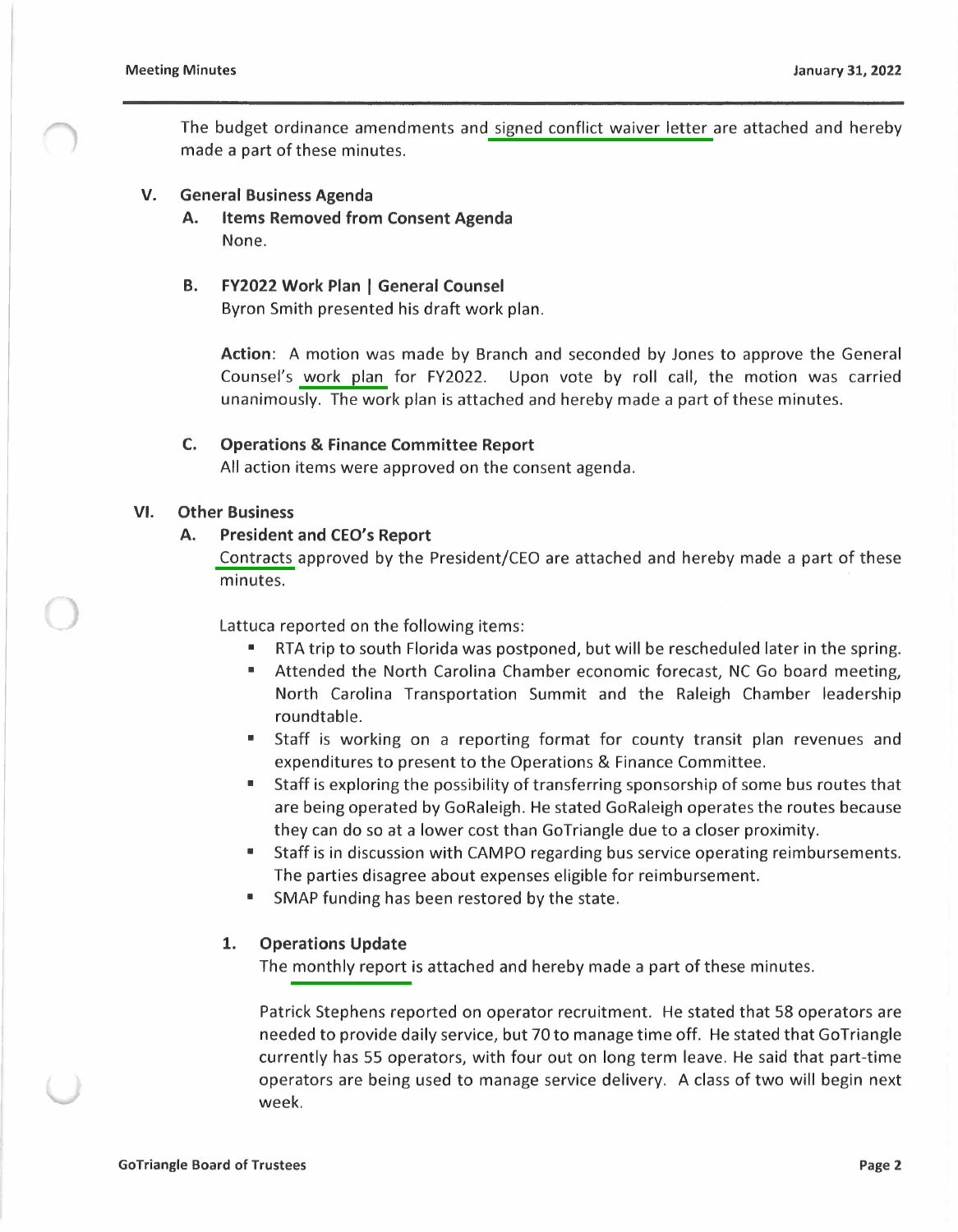The budget ordinance amendments and signed conflict waiver letter are attached and hereby made a part of these minutes.

## V. General Business Agenda

### A. Items Removed from Consent Agenda

None.

### B. FY2022 Work Plan | General Counsel

Byron Smith presented his draft work plan.

**Action**: A motion was made by Branch and seconded by Jones to approve the General Counsel's work plan for FY2022. Upon vote by roll call, the motion was carried unanimously. The work plan is attached and hereby made a part of these minutes.

### C. Operations & Finance Committee Report

All action items were approved on the consent agenda.

## VI. Other Business

### A. President and CEO's Report

Contracts approved by the President/CEO are attached and hereby made a part of these minutes.

Lattuca reported on the following items:

- RTA trip to south Florida was postponed, but will be rescheduled later in the spring.
- Attended the North Carolina Chamber economic forecast, NC Go board meeting, North Carolina Transportation Summit and the Raleigh Chamber leadership roundtable.
- Staff is working on a reporting format for county transit plan revenues and expenditures to present to the Operations & Finance Committee.
- Staff is exploring the possibility of transferring sponsorship of some bus routes that are being operated by GoRaleigh. He stated GoRaleigh operates the routes because they can do so at a lower cost than GoTriangle due to a closer proximity.
- Staff is in discussion with CAMPO regarding bus service operating reimbursements. The parties disagree about expenses eligible for reimbursement.
- SMAP funding has been restored by the state.

#### 1. Operations Update

The monthly report is attached and hereby made a part of these minutes.

Patrick Stephens reported on operator recruitment. He stated that 58 operators are needed to provide daily service, but 70 to manage time off. He stated that GoTriangle currently has 55 operators, with four out on long term leave. He said that part-time operators are being used to manage service delivery. A class of two will begin next week.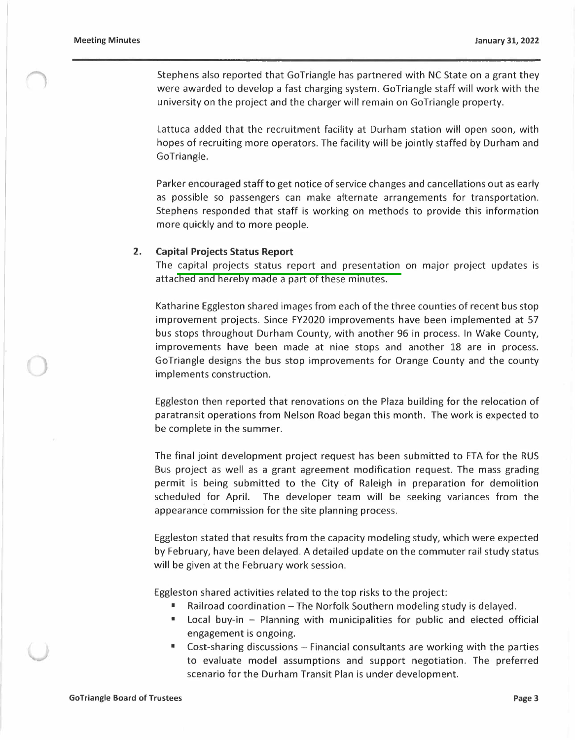Stephens also reported that GoTriangle has partnered with NC State on a grant they were awarded to develop a fast charging system. GoTriangle staff will work with the university on the project and the charger will remain on GoTriangle property.

Lattuca added that the recruitment facility at Durham station will open soon, with hopes of recruiting more operators. The facility will be jointly staffed by Durham and GoTriangle.

Parker encouraged staff to get notice of service changes and cancellations out as early as possible so passengers can make alternate arrangements for transportation. Stephens responded that staff is working on methods to provide this information more quickly and to more people.

**2. Capital Projects Status Report**

The capital projects status report and presentation on major project updates is attached and hereby made a part of these minutes.

Katharine Eggleston shared images from each of the three counties of recent bus stop improvement projects. Since FY2020 improvements have been implemented at 57 bus stops throughout Durham County, with another 96 in process. In Wake County, improvements have been made at nine stops and another 18 are in process. GoTriangle designs the bus stop improvements for Orange County and the county implements construction.

Eggleston then reported that renovations on the Plaza building for the relocation of paratransit operations from Nelson Road began this month. The work is expected to be complete in the summer.

The final joint development project request has been submitted to FTA for the RUS Bus project as well as a grant agreement modification request. The mass grading permit is being submitted to the City of Raleigh in preparation for demolition scheduled for April. The developer team will be seeking variances from the appearance commission for the site planning process.

Eggleston stated that results from the capacity modeling study, which were expected by February, have been delayed. A detailed update on the commuter rail study status will be given at the February work session.

Eggleston shared activities related to the top risks to the project:

- Railroad coordination – The Norfolk Southern modeling study is delayed.
- Local buy-in – Planning with municipalities for public and elected official engagement is ongoing.
- Cost-sharing discussions – Financial consultants are working with the parties to evaluate model assumptions and support negotiation. The preferred scenario for the Durham Transit Plan is under development.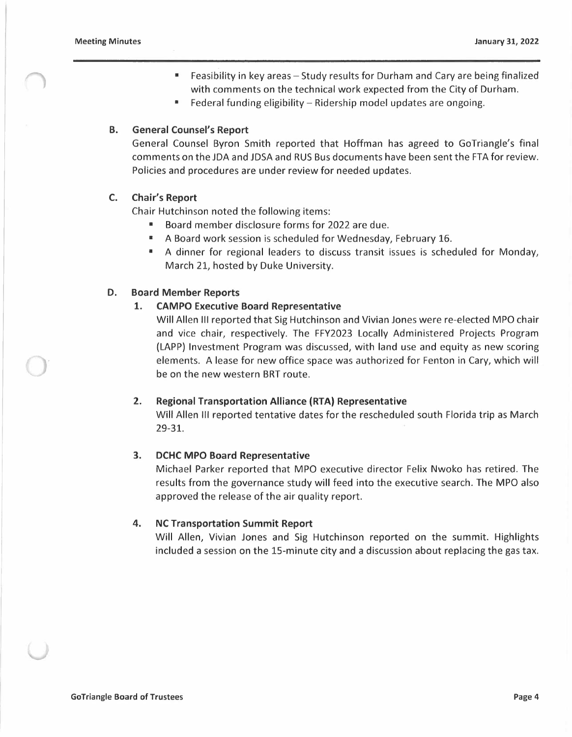- Feasibility in key areas – Study results for Durham and Cary are being finalized with comments on the technical work expected from the City of Durham.
- Federal funding eligibility – Ridership model updates are ongoing.

### B. General Counsel's Report

General Counsel Byron Smith reported that Hoffman has agreed to GoTriangle's final comments on the JDA and JDSA and RUS Bus documents have been sent the FTA for review. Policies and procedures are under review for needed updates.

### C. Chair's Report

Chair Hutchinson noted the following items:

- Board member disclosure forms for 2022 are due.
- A Board work session is scheduled for Wednesday, February 16.
- A dinner for regional leaders to discuss transit issues is scheduled for Monday, March 21, hosted by Duke University.

### D. Board Member Reports

#### 1. CAMPO Executive Board Representative

Will Allen III reported that Sig Hutchinson and Vivian Jones were re-elected MPO chair and vice chair, respectively. The FFY2023 Locally Administered Projects Program (LAPP) Investment Program was discussed, with land use and equity as new scoring elements. A lease for new office space was authorized for Fenton in Cary, which will be on the new western BRT route.

#### 2. Regional Transportation Alliance (RTA) Representative

Will Allen III reported tentative dates for the rescheduled south Florida trip as March 29-31.

#### 3. DCHC MPO Board Representative

Michael Parker reported that MPO executive director Felix Nwoko has retired. The results from the governance study will feed into the executive search. The MPO also approved the release of the air quality report.

#### 4. NC Transportation Summit Report

Will Allen, Vivian Jones and Sig Hutchinson reported on the summit. Highlights included a session on the 15-minute city and a discussion about replacing the gas tax.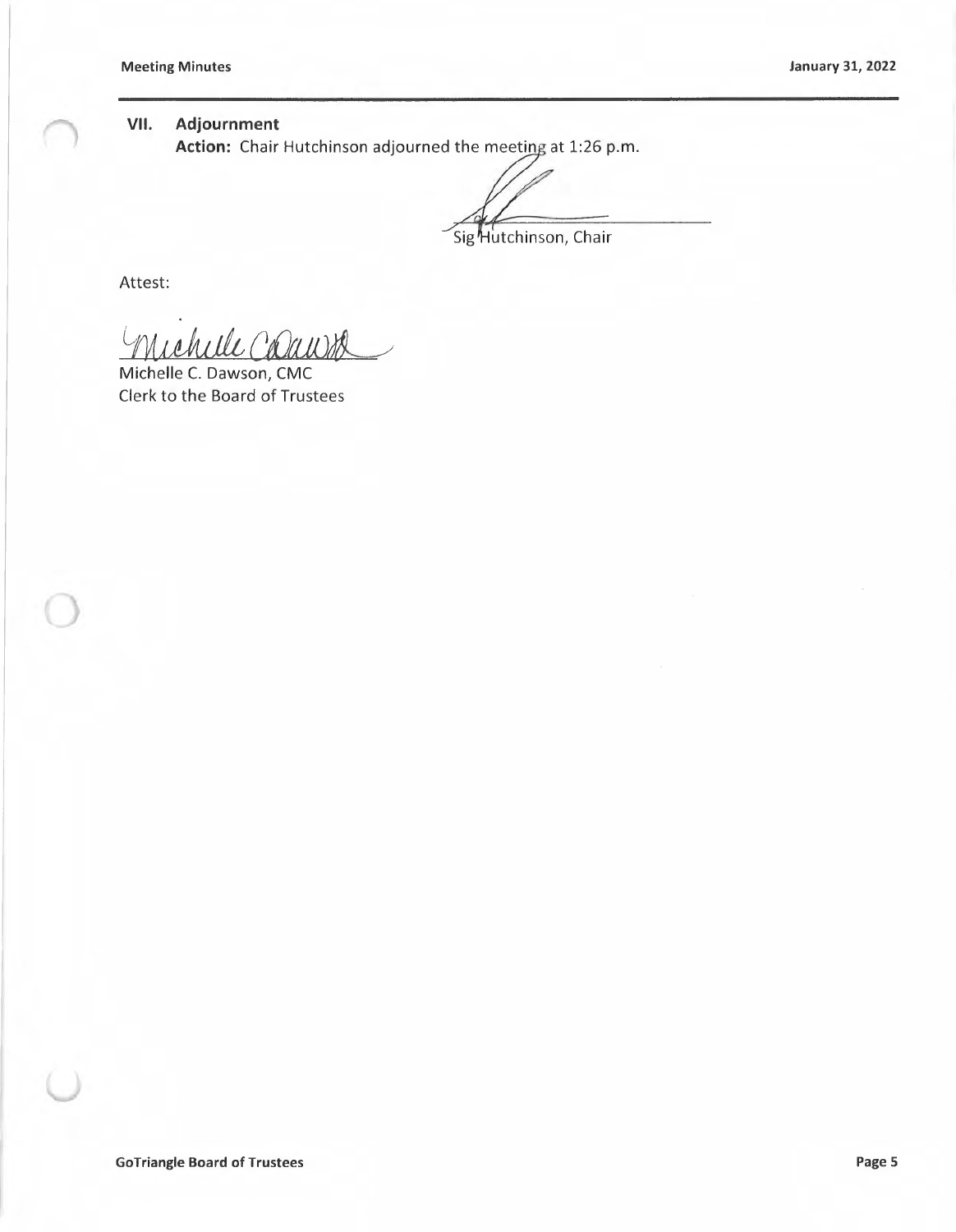## VII. Adjournment

**Action:** Chair Hutchinson adjourned the meeting at 1:26 p.m.

Sig Hutchinson, Chair

Attest:

Michelle C. Dawson, CMC
Clerk to the Board of Trustees